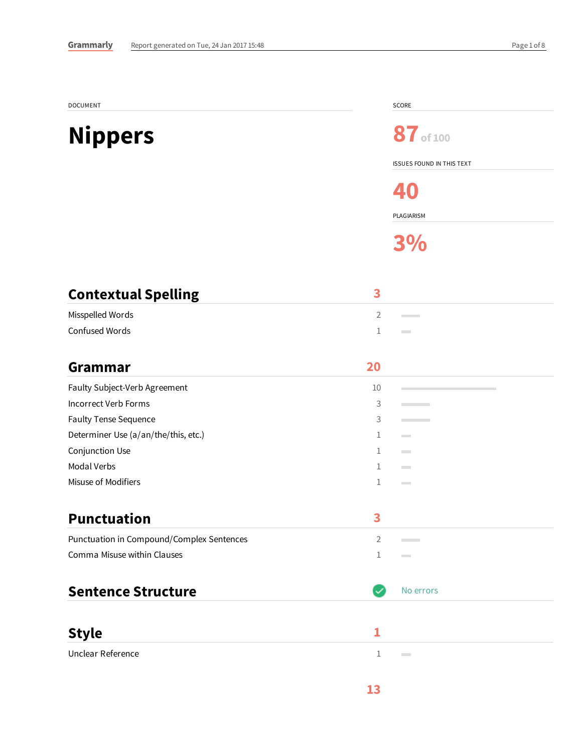Grammarly Report generated on Tue, 24 Jan 2017 15:48

DOCUMENT

# Nippers

SCORE

**87** of 100

ISSUES FOUND IN THIS TEXT

**40**

PLAGIARISM

**3%**

## Contextual Spelling — 3

| Issue | Count |
|---|---|
| Misspelled Words | 2 |
| Confused Words | 1 |

## Grammar — 20

| Issue | Count |
|---|---|
| Faulty Subject-Verb Agreement | 10 |
| Incorrect Verb Forms | 3 |
| Faulty Tense Sequence | 3 |
| Determiner Use (a/an/the/this, etc.) | 1 |
| Conjunction Use | 1 |
| Modal Verbs | 1 |
| Misuse of Modifiers | 1 |

## Punctuation — 3

| Issue | Count |
|---|---|
| Punctuation in Compound/Complex Sentences | 2 |
| Comma Misuse within Clauses | 1 |

## Sentence Structure

No errors

## Style — 1

| Issue | Count |
|---|---|
| Unclear Reference | 1 |

**13**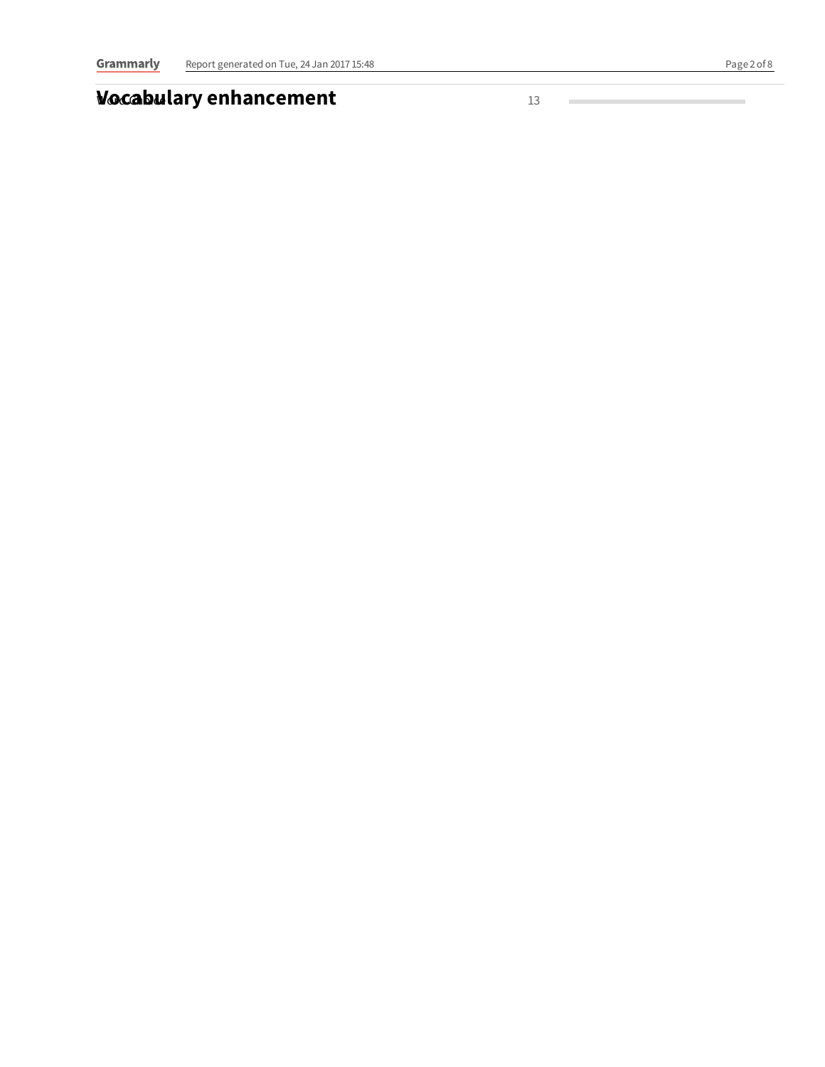## Vocabulary enhancement

Word choice | 13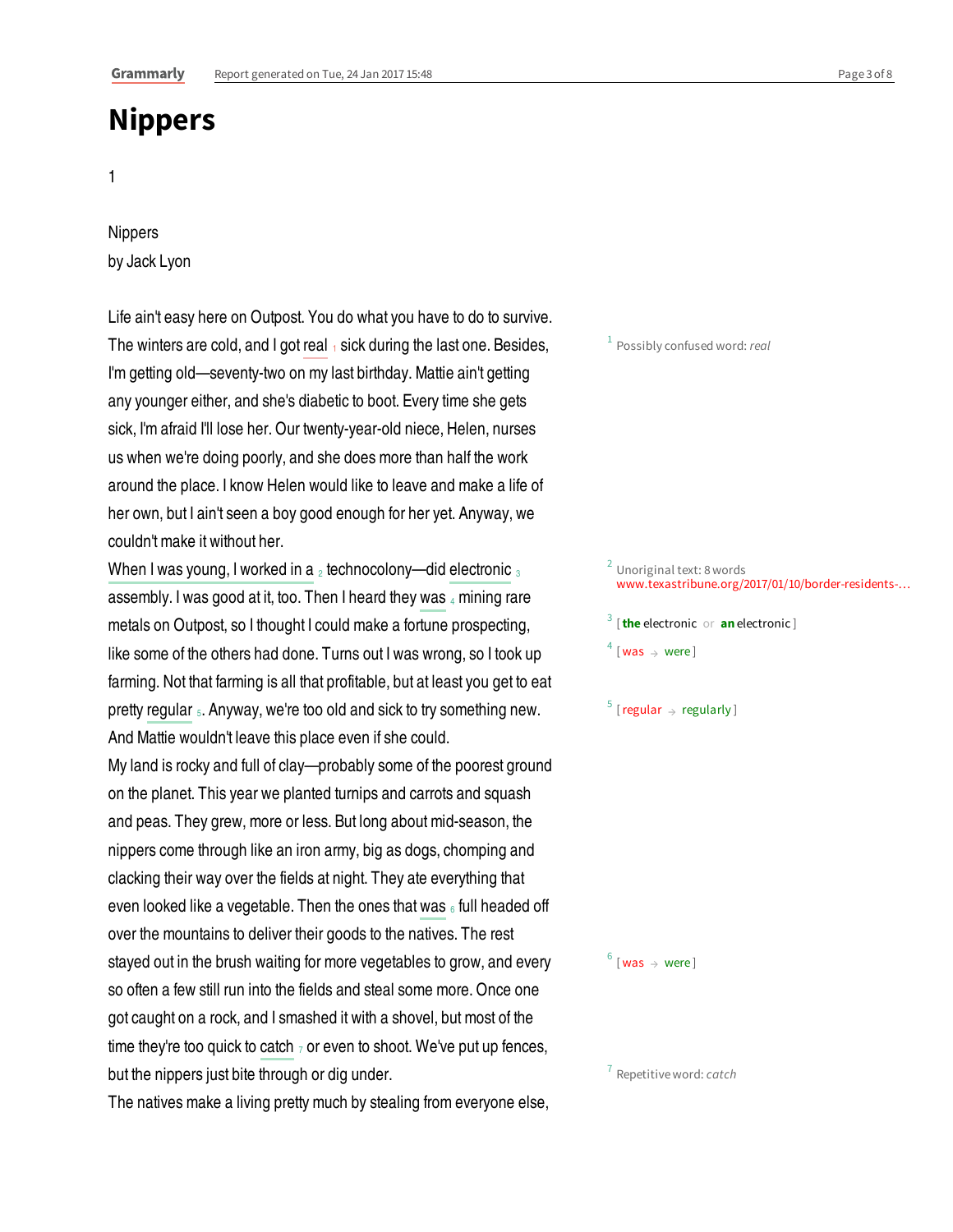# Nippers

1

Nippers
by Jack Lyon

Life ain't easy here on Outpost. You do what you have to do to survive. The winters are cold, and I got real [1] sick during the last one. Besides, I'm getting old—seventy-two on my last birthday. Mattie ain't getting any younger either, and she's diabetic to boot. Every time she gets sick, I'm afraid I'll lose her. Our twenty-year-old niece, Helen, nurses us when we're doing poorly, and she does more than half the work around the place. I know Helen would like to leave and make a life of her own, but I ain't seen a boy good enough for her yet. Anyway, we couldn't make it without her.

When I was young, I worked in a [2] technocolony—did electronic [3] assembly. I was good at it, too. Then I heard they was [4] mining rare metals on Outpost, so I thought I could make a fortune prospecting, like some of the others had done. Turns out I was wrong, so I took up farming. Not that farming is all that profitable, but at least you get to eat pretty regular [5]. Anyway, we're too old and sick to try something new. And Mattie wouldn't leave this place even if she could.

My land is rocky and full of clay—probably some of the poorest ground on the planet. This year we planted turnips and carrots and squash and peas. They grew, more or less. But long about mid-season, the nippers come through like an iron army, big as dogs, chomping and clacking their way over the fields at night. They ate everything that even looked like a vegetable. Then the ones that was [6] full headed off over the mountains to deliver their goods to the natives. The rest stayed out in the brush waiting for more vegetables to grow, and every so often a few still run into the fields and steal some more. Once one got caught on a rock, and I smashed it with a shovel, but most of the time they're too quick to catch [7] or even to shoot. We've put up fences, but the nippers just bite through or dig under.

The natives make a living pretty much by stealing from everyone else,

[1] Possibly confused word: *real*

[2] Unoriginal text: 8 words
www.texastribune.org/2017/01/10/border-residents-...

[3] [the electronic or an electronic]

[4] [was → were]

[5] [regular → regularly]

[6] [was → were]

[7] Repetitive word: *catch*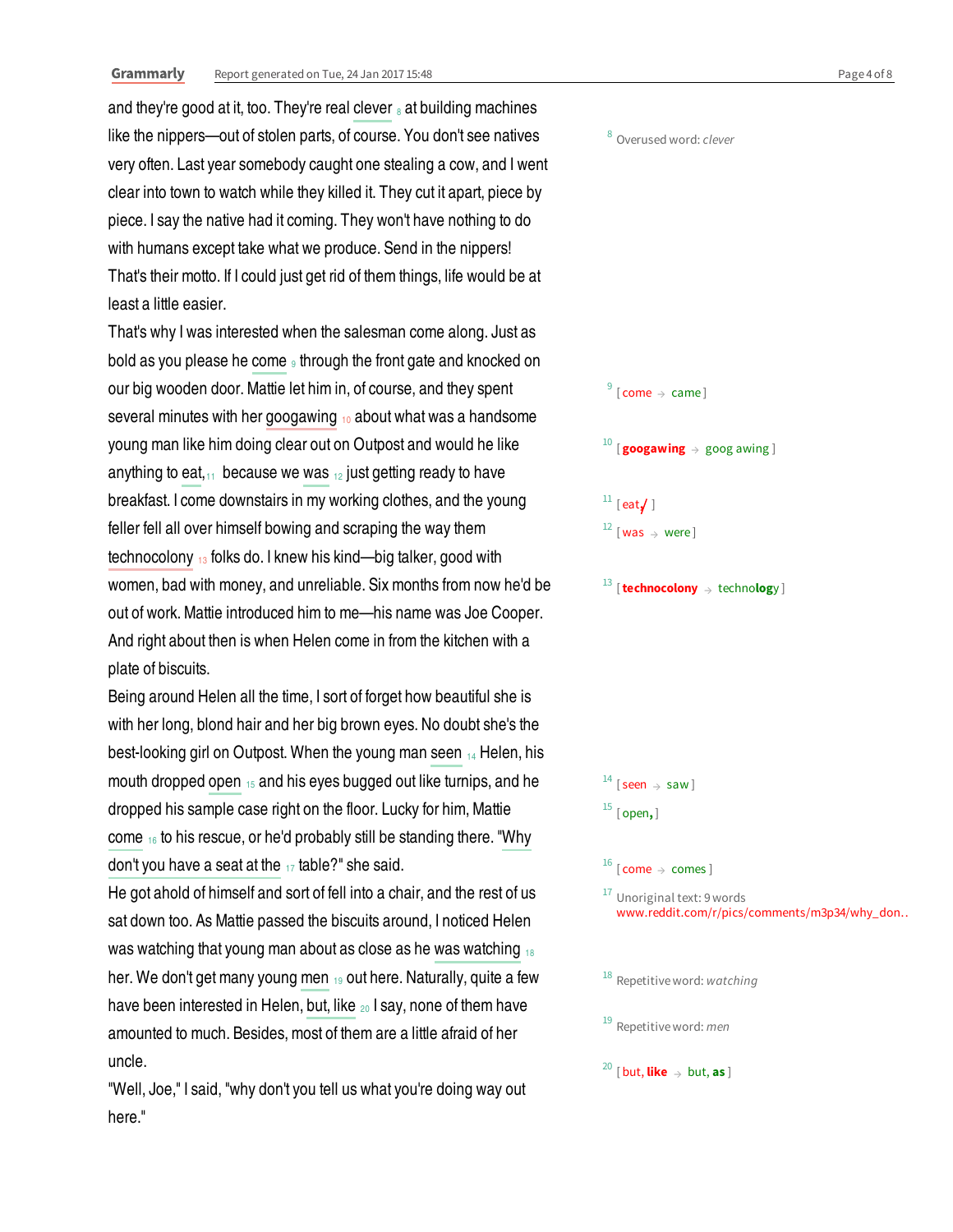and they're good at it, too. They're real clever [8] at building machines like the nippers—out of stolen parts, of course. You don't see natives very often. Last year somebody caught one stealing a cow, and I went clear into town to watch while they killed it. They cut it apart, piece by piece. I say the native had it coming. They won't have nothing to do with humans except take what we produce. Send in the nippers! That's their motto. If I could just get rid of them things, life would be at least a little easier.

That's why I was interested when the salesman come along. Just as bold as you please he come [9] through the front gate and knocked on our big wooden door. Mattie let him in, of course, and they spent several minutes with her googawing [10] about what was a handsome young man like him doing clear out on Outpost and would he like anything to eat, [11] because we was [12] just getting ready to have breakfast. I come downstairs in my working clothes, and the young feller fell all over himself bowing and scraping the way them technocolony [13] folks do. I knew his kind—big talker, good with women, bad with money, and unreliable. Six months from now he'd be out of work. Mattie introduced him to me—his name was Joe Cooper. And right about then is when Helen come in from the kitchen with a plate of biscuits.

Being around Helen all the time, I sort of forget how beautiful she is with her long, blond hair and her big brown eyes. No doubt she's the best-looking girl on Outpost. When the young man seen [14] Helen, his mouth dropped open [15] and his eyes bugged out like turnips, and he dropped his sample case right on the floor. Lucky for him, Mattie come [16] to his rescue, or he'd probably still be standing there. "Why don't you have a seat at the [17] table?" she said.

He got ahold of himself and sort of fell into a chair, and the rest of us sat down too. As Mattie passed the biscuits around, I noticed Helen was watching that young man about as close as he was watching [18] her. We don't get many young men [19] out here. Naturally, quite a few have been interested in Helen, but, like [20] I say, none of them have amounted to much. Besides, most of them are a little afraid of her uncle.

"Well, Joe," I said, "why don't you tell us what you're doing way out here."

[8] Overused word: *clever*

[9] [come → came]

[10] [**googawing** → goog awing]

[11] [eat, → eat]

[12] [was → were]

[13] [**technocolony** → techno**log**y]

[14] [seen → saw]

[15] [open → open**,**]

[16] [come → comes]

[17] Unoriginal text: 9 words www.reddit.com/r/pics/comments/m3p34/why_don..

[18] Repetitive word: *watching*

[19] Repetitive word: *men*

[20] [but, **like** → but, **as**]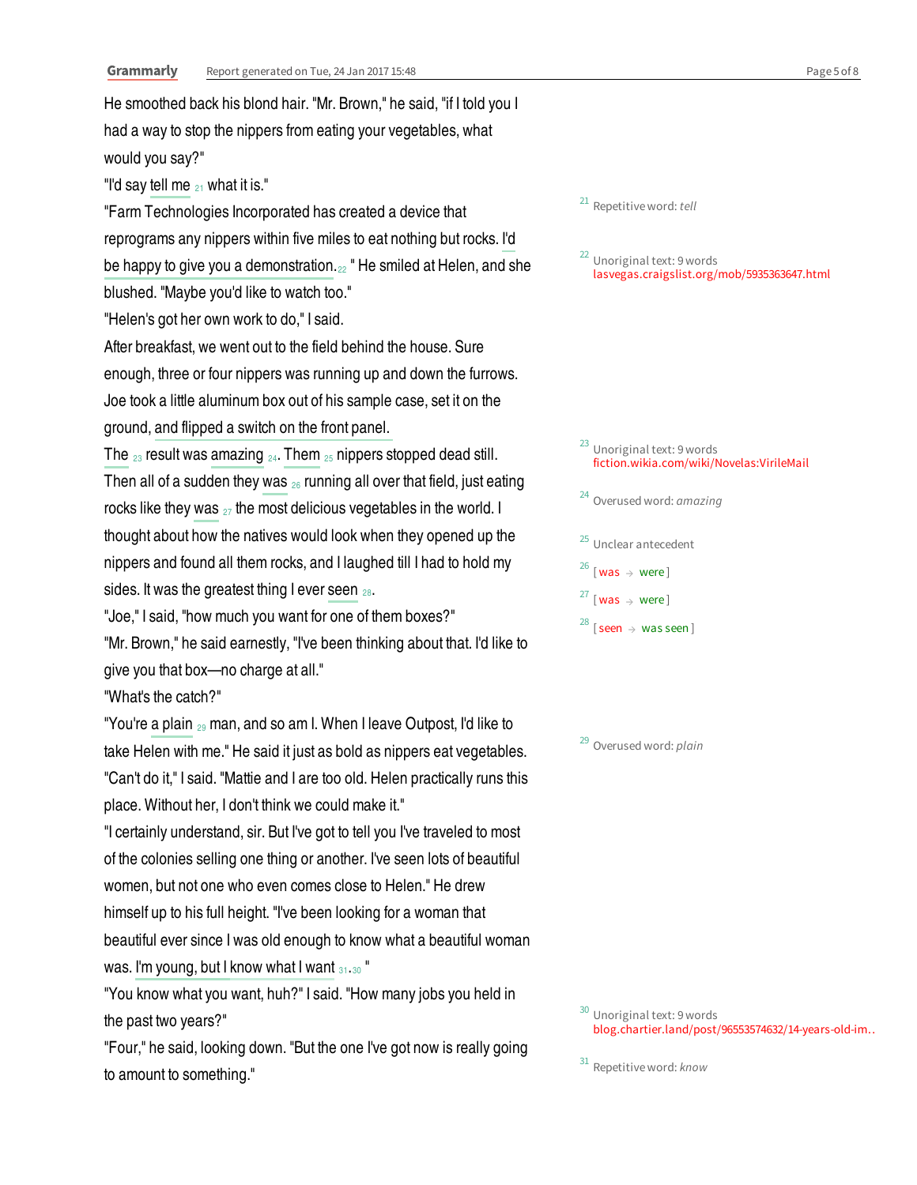He smoothed back his blond hair. "Mr. Brown," he said, "if I told you I had a way to stop the nippers from eating your vegetables, what would you say?"

"I'd say tell me [21] what it is."

"Farm Technologies Incorporated has created a device that reprograms any nippers within five miles to eat nothing but rocks. I'd be happy to give you a demonstration.[22] " He smiled at Helen, and she blushed. "Maybe you'd like to watch too."

"Helen's got her own work to do," I said.

After breakfast, we went out to the field behind the house. Sure enough, three or four nippers was running up and down the furrows. Joe took a little aluminum box out of his sample case, set it on the ground, and flipped a switch on the front panel.

The [23] result was amazing [24]. Them [25] nippers stopped dead still. Then all of a sudden they was [26] running all over that field, just eating rocks like they was [27] the most delicious vegetables in the world. I thought about how the natives would look when they opened up the nippers and found all them rocks, and I laughed till I had to hold my sides. It was the greatest thing I ever seen [28].

"Joe," I said, "how much you want for one of them boxes?"

"Mr. Brown," he said earnestly, "I've been thinking about that. I'd like to give you that box—no charge at all."

"What's the catch?"

"You're a plain [29] man, and so am I. When I leave Outpost, I'd like to take Helen with me." He said it just as bold as nippers eat vegetables.

"Can't do it," I said. "Mattie and I are too old. Helen practically runs this place. Without her, I don't think we could make it."

"I certainly understand, sir. But I've got to tell you I've traveled to most of the colonies selling one thing or another. I've seen lots of beautiful women, but not one who even comes close to Helen." He drew himself up to his full height. "I've been looking for a woman that beautiful ever since I was old enough to know what a beautiful woman was. I'm young, but I know what I want [31].[30] "

"You know what you want, huh?" I said. "How many jobs you held in the past two years?"

"Four," he said, looking down. "But the one I've got now is really going to amount to something."

---

[21] Repetitive word: *tell*

[22] Unoriginal text: 9 words
lasvegas.craigslist.org/mob/5935363647.html

[23] Unoriginal text: 9 words
fiction.wikia.com/wiki/Novelas:VirileMail

[24] Overused word: *amazing*

[25] Unclear antecedent

[26] [was → were]

[27] [was → were]

[28] [seen → was seen]

[29] Overused word: *plain*

[30] Unoriginal text: 9 words
blog.chartier.land/post/96553574632/14-years-old-im..

[31] Repetitive word: *know*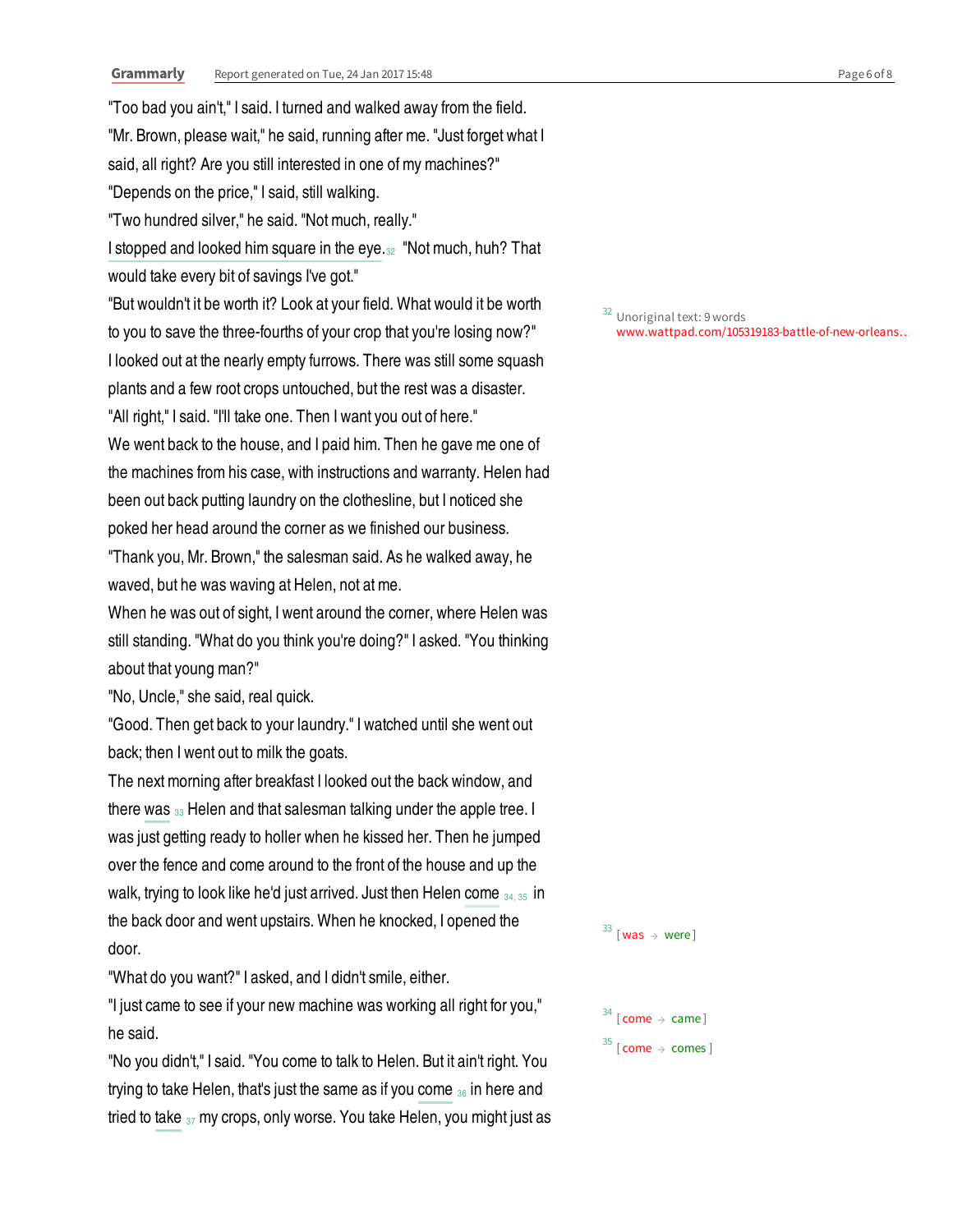"Too bad you ain't," I said. I turned and walked away from the field.

"Mr. Brown, please wait," he said, running after me. "Just forget what I said, all right? Are you still interested in one of my machines?"

"Depends on the price," I said, still walking.

"Two hundred silver," he said. "Not much, really."

I stopped and looked him square in the eye.[32] "Not much, huh? That would take every bit of savings I've got."

"But wouldn't it be worth it? Look at your field. What would it be worth to you to save the three-fourths of your crop that you're losing now?"

I looked out at the nearly empty furrows. There was still some squash plants and a few root crops untouched, but the rest was a disaster.

"All right," I said. "I'll take one. Then I want you out of here."

We went back to the house, and I paid him. Then he gave me one of the machines from his case, with instructions and warranty. Helen had been out back putting laundry on the clothesline, but I noticed she poked her head around the corner as we finished our business.

"Thank you, Mr. Brown," the salesman said. As he walked away, he waved, but he was waving at Helen, not at me.

When he was out of sight, I went around the corner, where Helen was still standing. "What do you think you're doing?" I asked. "You thinking about that young man?"

"No, Uncle," she said, real quick.

"Good. Then get back to your laundry." I watched until she went out back; then I went out to milk the goats.

The next morning after breakfast I looked out the back window, and there was[33] Helen and that salesman talking under the apple tree. I was just getting ready to holler when he kissed her. Then he jumped over the fence and come around to the front of the house and up the walk, trying to look like he'd just arrived. Just then Helen come[34, 35] in the back door and went upstairs. When he knocked, I opened the door.

"What do you want?" I asked, and I didn't smile, either.

"I just came to see if your new machine was working all right for you," he said.

"No you didn't," I said. "You come to talk to Helen. But it ain't right. You trying to take Helen, that's just the same as if you come[36] in here and tried to take[37] my crops, only worse. You take Helen, you might just as

[32] Unoriginal text: 9 words
www.wattpad.com/105319183-battle-of-new-orleans...

[33] [was → were]

[34] [come → came]

[35] [come → comes]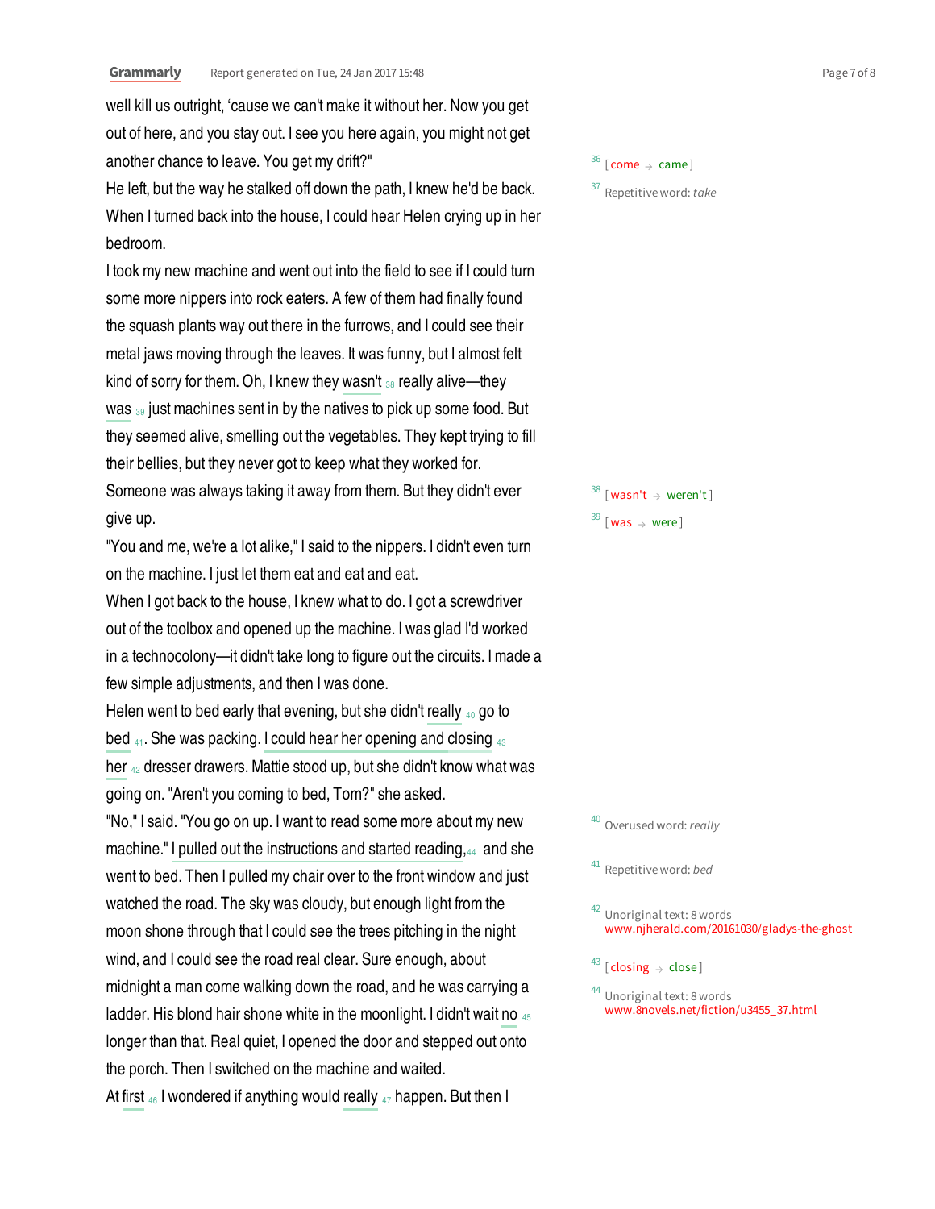well kill us outright, 'cause we can't make it without her. Now you get out of here, and you stay out. I see you here again, you might not get another chance to leave. You get my drift?"

He left, but the way he stalked off down the path, I knew he'd be back. When I turned back into the house, I could hear Helen crying up in her bedroom.

I took my new machine and went out into the field to see if I could turn some more nippers into rock eaters. A few of them had finally found the squash plants way out there in the furrows, and I could see their metal jaws moving through the leaves. It was funny, but I almost felt kind of sorry for them. Oh, I knew they wasn't [38] really alive—they was [39] just machines sent in by the natives to pick up some food. But they seemed alive, smelling out the vegetables. They kept trying to fill their bellies, but they never got to keep what they worked for. Someone was always taking it away from them. But they didn't ever give up.

"You and me, we're a lot alike," I said to the nippers. I didn't even turn on the machine. I just let them eat and eat and eat.

When I got back to the house, I knew what to do. I got a screwdriver out of the toolbox and opened up the machine. I was glad I'd worked in a technocolony—it didn't take long to figure out the circuits. I made a few simple adjustments, and then I was done.

Helen went to bed early that evening, but she didn't really [40] go to bed [41]. She was packing. I could hear her opening and closing [43] her [42] dresser drawers. Mattie stood up, but she didn't know what was going on. "Aren't you coming to bed, Tom?" she asked.

"No," I said. "You go on up. I want to read some more about my new machine." I pulled out the instructions and started reading, [44] and she went to bed. Then I pulled my chair over to the front window and just watched the road. The sky was cloudy, but enough light from the moon shone through that I could see the trees pitching in the night wind, and I could see the road real clear. Sure enough, about midnight a man come walking down the road, and he was carrying a ladder. His blond hair shone white in the moonlight. I didn't wait no [45] longer than that. Real quiet, I opened the door and stepped out onto the porch. Then I switched on the machine and waited.

At first [46] I wondered if anything would really [47] happen. But then I

---

[36] [come → came]

[37] Repetitive word: *take*

[38] [wasn't → weren't]

[39] [was → were]

[40] Overused word: *really*

[41] Repetitive word: *bed*

[42] Unoriginal text: 8 words
www.njherald.com/20161030/gladys-the-ghost

[43] [closing → close]

[44] Unoriginal text: 8 words
www.8novels.net/fiction/u3455_37.html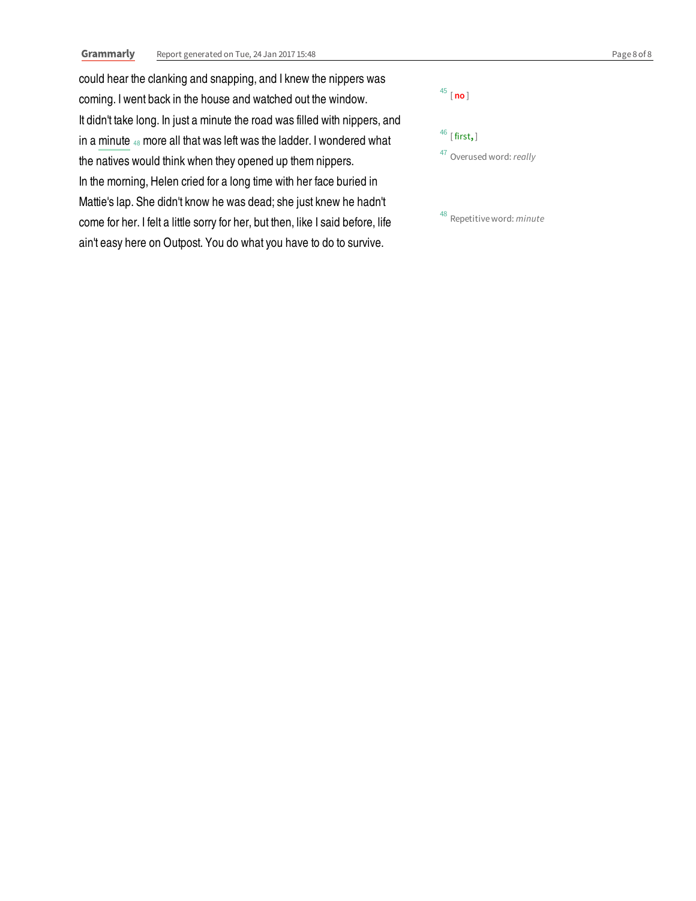could hear the clanking and snapping, and I knew the nippers was coming. I went back in the house and watched out the window.

It didn't take long. In just a minute the road was filled with nippers, and in a minute [48] more all that was left was the ladder. I wondered what the natives would think when they opened up them nippers.

In the morning, Helen cried for a long time with her face buried in Mattie's lap. She didn't know he was dead; she just knew he hadn't come for her. I felt a little sorry for her, but then, like I said before, life ain't easy here on Outpost. You do what you have to do to survive.

[45] [ **no** ]

[46] [ first**,** ]

[47] Overused word: *really*

[48] Repetitive word: *minute*